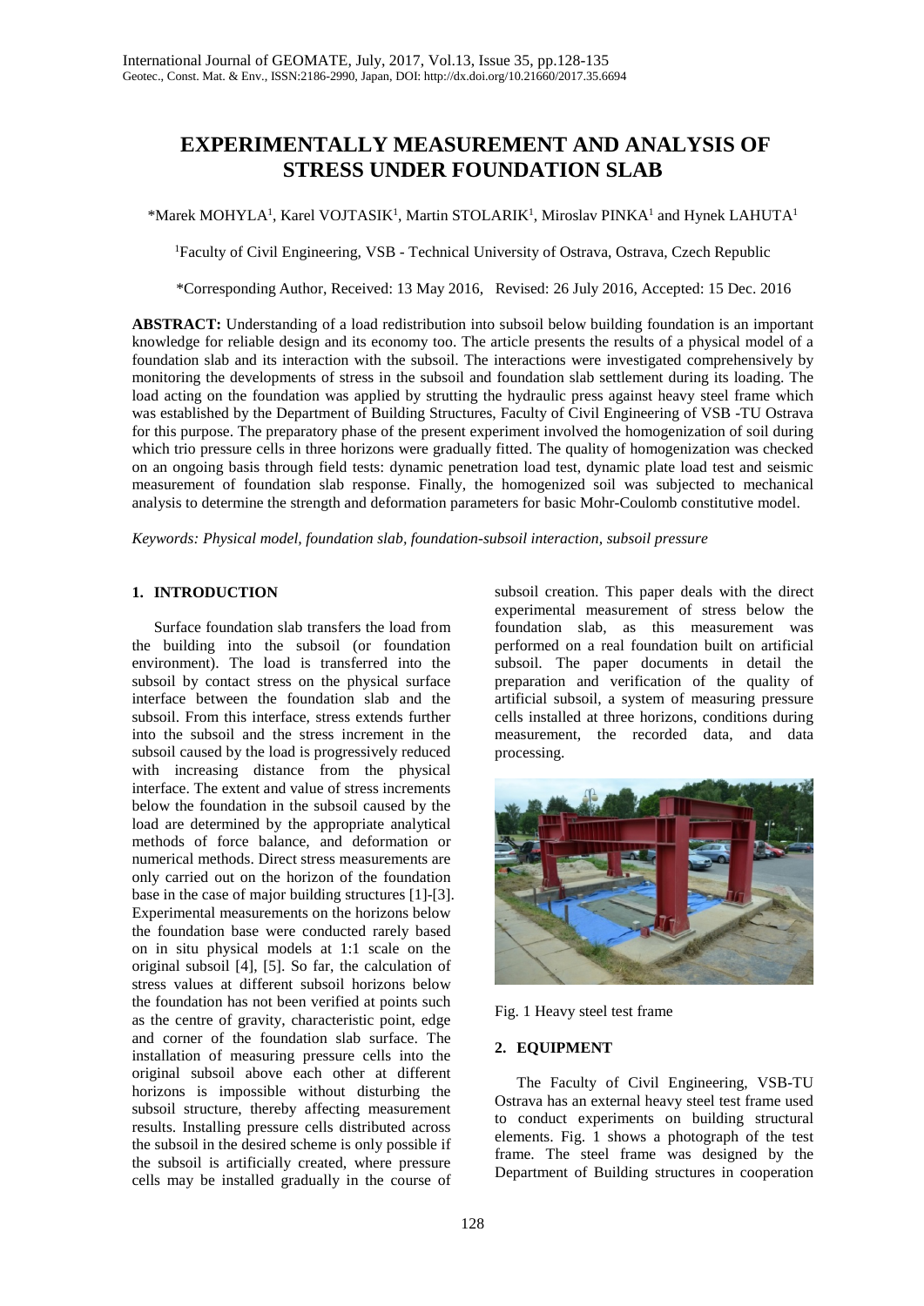# EXPERIMENTALLY MEASUREMENT AND ANALYSIS OF STRESS UNDER FOUNDATION SLAB

*Marek MOHYLA[1], Karel VOJTASIK[1], Martin STOLARIK[1], Miroslav PINKA[1] and Hynek LAHUTA[1]

[1]Faculty of Civil Engineering, VSB - Technical University of Ostrava, Ostrava, Czech Republic

*Corresponding Author, Received: 13 May 2016, Revised: 26 July 2016, Accepted: 15 Dec. 2016

**ABSTRACT:** Understanding of a load redistribution into subsoil below building foundation is an important knowledge for reliable design and its economy too. The article presents the results of a physical model of a foundation slab and its interaction with the subsoil. The interactions were investigated comprehensively by monitoring the developments of stress in the subsoil and foundation slab settlement during its loading. The load acting on the foundation was applied by strutting the hydraulic press against heavy steel frame which was established by the Department of Building Structures, Faculty of Civil Engineering of VSB -TU Ostrava for this purpose. The preparatory phase of the present experiment involved the homogenization of soil during which trio pressure cells in three horizons were gradually fitted. The quality of homogenization was checked on an ongoing basis through field tests: dynamic penetration load test, dynamic plate load test and seismic measurement of foundation slab response. Finally, the homogenized soil was subjected to mechanical analysis to determine the strength and deformation parameters for basic Mohr-Coulomb constitutive model.

*Keywords: Physical model, foundation slab, foundation-subsoil interaction, subsoil pressure*

## 1. INTRODUCTION

Surface foundation slab transfers the load from the building into the subsoil (or foundation environment). The load is transferred into the subsoil by contact stress on the physical surface interface between the foundation slab and the subsoil. From this interface, stress extends further into the subsoil and the stress increment in the subsoil caused by the load is progressively reduced with increasing distance from the physical interface. The extent and value of stress increments below the foundation in the subsoil caused by the load are determined by the appropriate analytical methods of force balance, and deformation or numerical methods. Direct stress measurements are only carried out on the horizon of the foundation base in the case of major building structures [1]-[3]. Experimental measurements on the horizons below the foundation base were conducted rarely based on in situ physical models at 1:1 scale on the original subsoil [4], [5]. So far, the calculation of stress values at different subsoil horizons below the foundation has not been verified at points such as the centre of gravity, characteristic point, edge and corner of the foundation slab surface. The installation of measuring pressure cells into the original subsoil above each other at different horizons is impossible without disturbing the subsoil structure, thereby affecting measurement results. Installing pressure cells distributed across the subsoil in the desired scheme is only possible if the subsoil is artificially created, where pressure cells may be installed gradually in the course of subsoil creation. This paper deals with the direct experimental measurement of stress below the foundation slab, as this measurement was performed on a real foundation built on artificial subsoil. The paper documents in detail the preparation and verification of the quality of artificial subsoil, a system of measuring pressure cells installed at three horizons, conditions during measurement, the recorded data, and data processing.

Fig. 1 Heavy steel test frame

## 2. EQUIPMENT

The Faculty of Civil Engineering, VSB-TU Ostrava has an external heavy steel test frame used to conduct experiments on building structural elements. Fig. 1 shows a photograph of the test frame. The steel frame was designed by the Department of Building structures in cooperation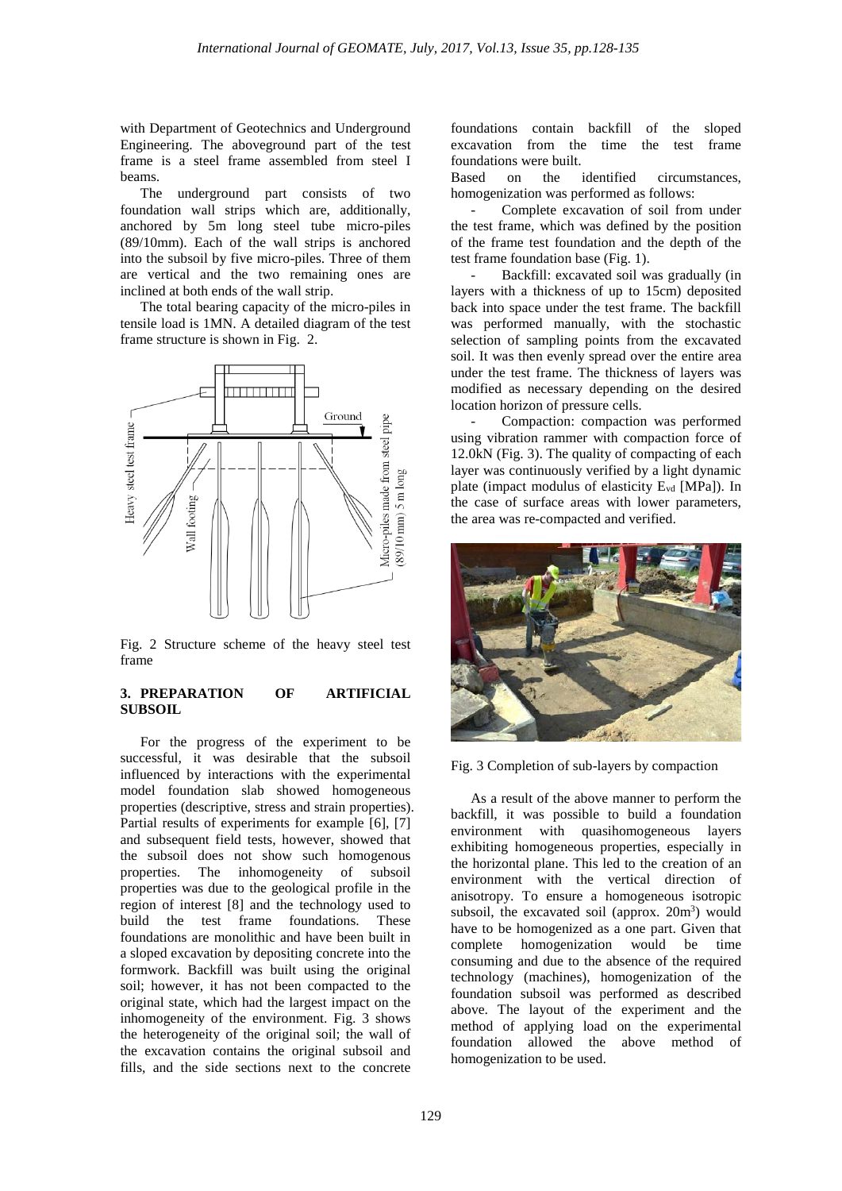with Department of Geotechnics and Underground Engineering. The aboveground part of the test frame is a steel frame assembled from steel I beams.

The underground part consists of two foundation wall strips which are, additionally, anchored by 5m long steel tube micro-piles (89/10mm). Each of the wall strips is anchored into the subsoil by five micro-piles. Three of them are vertical and the two remaining ones are inclined at both ends of the wall strip.

The total bearing capacity of the micro-piles in tensile load is 1MN. A detailed diagram of the test frame structure is shown in Fig. 2.

Fig. 2 Structure scheme of the heavy steel test frame

## 3. PREPARATION OF ARTIFICIAL SUBSOIL

For the progress of the experiment to be successful, it was desirable that the subsoil influenced by interactions with the experimental model foundation slab showed homogeneous properties (descriptive, stress and strain properties). Partial results of experiments for example [6], [7] and subsequent field tests, however, showed that the subsoil does not show such homogenous properties. The inhomogeneity of subsoil properties was due to the geological profile in the region of interest [8] and the technology used to build the test frame foundations. These foundations are monolithic and have been built in a sloped excavation by depositing concrete into the formwork. Backfill was built using the original soil; however, it has not been compacted to the original state, which had the largest impact on the inhomogeneity of the environment. Fig. 3 shows the heterogeneity of the original soil; the wall of the excavation contains the original subsoil and fills, and the side sections next to the concrete foundations contain backfill of the sloped excavation from the time the test frame foundations were built.

Based on the identified circumstances, homogenization was performed as follows:

- Complete excavation of soil from under the test frame, which was defined by the position of the frame test foundation and the depth of the test frame foundation base (Fig. 1).
- Backfill: excavated soil was gradually (in layers with a thickness of up to 15cm) deposited back into space under the test frame. The backfill was performed manually, with the stochastic selection of sampling points from the excavated soil. It was then evenly spread over the entire area under the test frame. The thickness of layers was modified as necessary depending on the desired location horizon of pressure cells.
- Compaction: compaction was performed using vibration rammer with compaction force of 12.0kN (Fig. 3). The quality of compacting of each layer was continuously verified by a light dynamic plate (impact modulus of elasticity $E_{vd}$ [MPa]). In the case of surface areas with lower parameters, the area was re-compacted and verified.

Fig. 3 Completion of sub-layers by compaction

As a result of the above manner to perform the backfill, it was possible to build a foundation environment with quasihomogeneous layers exhibiting homogeneous properties, especially in the horizontal plane. This led to the creation of an environment with the vertical direction of anisotropy. To ensure a homogeneous isotropic subsoil, the excavated soil (approx. $20\text{m}^3$) would have to be homogenized as a one part. Given that complete homogenization would be time consuming and due to the absence of the required technology (machines), homogenization of the foundation subsoil was performed as described above. The layout of the experiment and the method of applying load on the experimental foundation allowed the above method of homogenization to be used.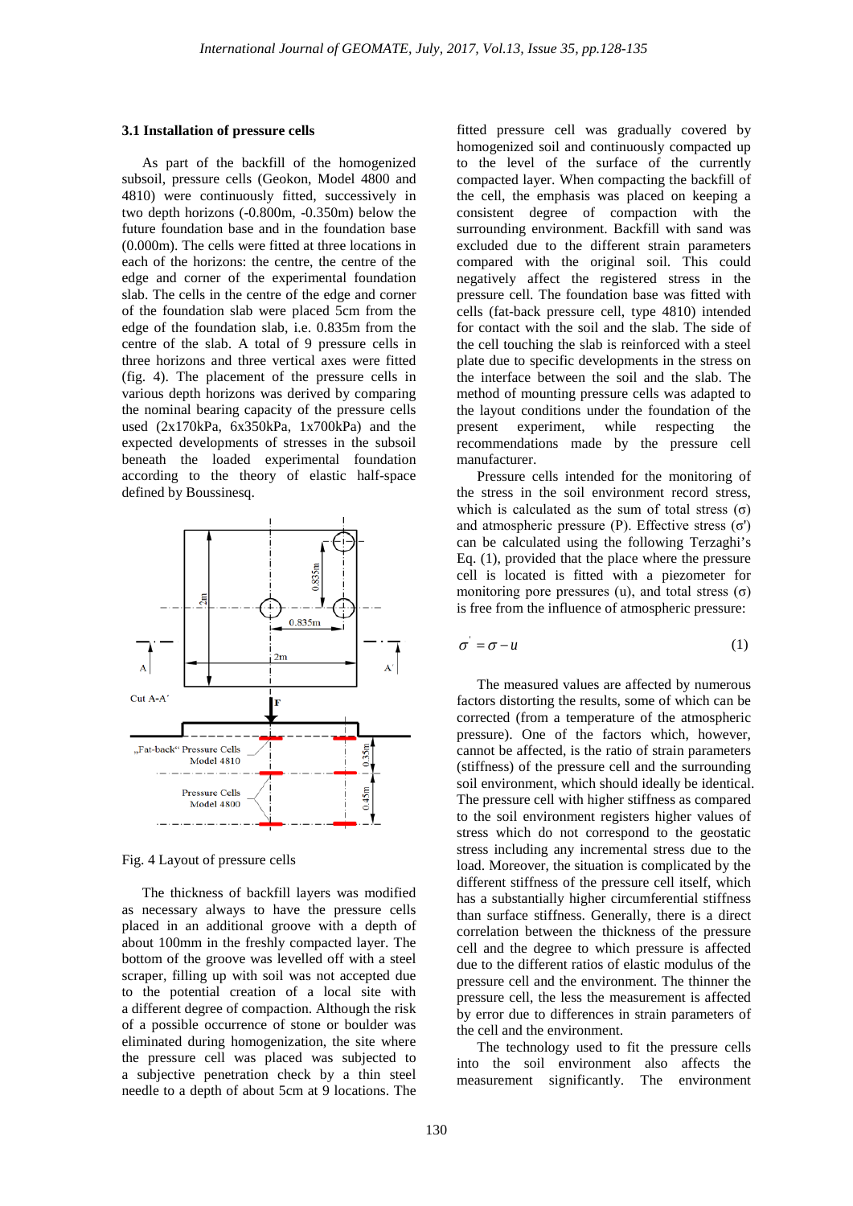### 3.1 Installation of pressure cells

As part of the backfill of the homogenized subsoil, pressure cells (Geokon, Model 4800 and 4810) were continuously fitted, successively in two depth horizons (-0.800m, -0.350m) below the future foundation base and in the foundation base (0.000m). The cells were fitted at three locations in each of the horizons: the centre, the centre of the edge and corner of the experimental foundation slab. The cells in the centre of the edge and corner of the foundation slab were placed 5cm from the edge of the foundation slab, i.e. 0.835m from the centre of the slab. A total of 9 pressure cells in three horizons and three vertical axes were fitted (fig. 4). The placement of the pressure cells in various depth horizons was derived by comparing the nominal bearing capacity of the pressure cells used (2x170kPa, 6x350kPa, 1x700kPa) and the expected developments of stresses in the subsoil beneath the loaded experimental foundation according to the theory of elastic half-space defined by Boussinesq.

Fig. 4 Layout of pressure cells

The thickness of backfill layers was modified as necessary always to have the pressure cells placed in an additional groove with a depth of about 100mm in the freshly compacted layer. The bottom of the groove was levelled off with a steel scraper, filling up with soil was not accepted due to the potential creation of a local site with a different degree of compaction. Although the risk of a possible occurrence of stone or boulder was eliminated during homogenization, the site where the pressure cell was placed was subjected to a subjective penetration check by a thin steel needle to a depth of about 5cm at 9 locations. The fitted pressure cell was gradually covered by homogenized soil and continuously compacted up to the level of the surface of the currently compacted layer. When compacting the backfill of the cell, the emphasis was placed on keeping a consistent degree of compaction with the surrounding environment. Backfill with sand was excluded due to the different strain parameters compared with the original soil. This could negatively affect the registered stress in the pressure cell. The foundation base was fitted with cells (fat-back pressure cell, type 4810) intended for contact with the soil and the slab. The side of the cell touching the slab is reinforced with a steel plate due to specific developments in the stress on the interface between the soil and the slab. The method of mounting pressure cells was adapted to the layout conditions under the foundation of the present experiment, while respecting the recommendations made by the pressure cell manufacturer.

Pressure cells intended for the monitoring of the stress in the soil environment record stress, which is calculated as the sum of total stress ($\sigma$) and atmospheric pressure (P). Effective stress ($\sigma'$) can be calculated using the following Terzaghi's Eq. (1), provided that the place where the pressure cell is located is fitted with a piezometer for monitoring pore pressures (u), and total stress ($\sigma$) is free from the influence of atmospheric pressure:

$$\sigma' = \sigma - u \tag{1}$$

The measured values are affected by numerous factors distorting the results, some of which can be corrected (from a temperature of the atmospheric pressure). One of the factors which, however, cannot be affected, is the ratio of strain parameters (stiffness) of the pressure cell and the surrounding soil environment, which should ideally be identical. The pressure cell with higher stiffness as compared to the soil environment registers higher values of stress which do not correspond to the geostatic stress including any incremental stress due to the load. Moreover, the situation is complicated by the different stiffness of the pressure cell itself, which has a substantially higher circumferential stiffness than surface stiffness. Generally, there is a direct correlation between the thickness of the pressure cell and the degree to which pressure is affected due to the different ratios of elastic modulus of the pressure cell and the environment. The thinner the pressure cell, the less the measurement is affected by error due to differences in strain parameters of the cell and the environment.

The technology used to fit the pressure cells into the soil environment also affects the measurement significantly. The environment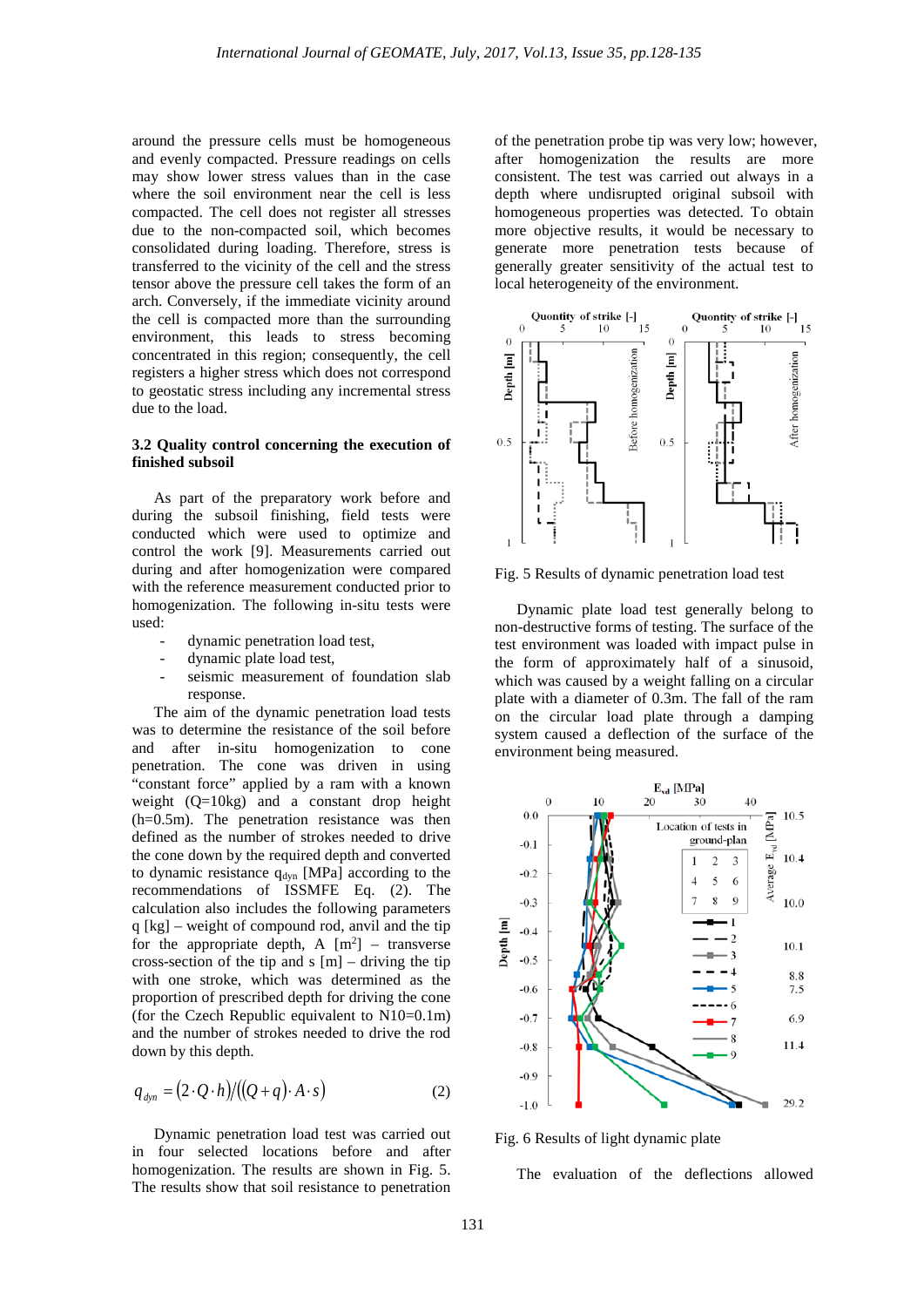around the pressure cells must be homogeneous and evenly compacted. Pressure readings on cells may show lower stress values than in the case where the soil environment near the cell is less compacted. The cell does not register all stresses due to the non-compacted soil, which becomes consolidated during loading. Therefore, stress is transferred to the vicinity of the cell and the stress tensor above the pressure cell takes the form of an arch. Conversely, if the immediate vicinity around the cell is compacted more than the surrounding environment, this leads to stress becoming concentrated in this region; consequently, the cell registers a higher stress which does not correspond to geostatic stress including any incremental stress due to the load.

### 3.2 Quality control concerning the execution of finished subsoil

As part of the preparatory work before and during the subsoil finishing, field tests were conducted which were used to optimize and control the work [9]. Measurements carried out during and after homogenization were compared with the reference measurement conducted prior to homogenization. The following in-situ tests were used:

- dynamic penetration load test,
- dynamic plate load test,
- seismic measurement of foundation slab response.

The aim of the dynamic penetration load tests was to determine the resistance of the soil before and after in-situ homogenization to cone penetration. The cone was driven in using "constant force" applied by a ram with a known weight (Q=10kg) and a constant drop height (h=0.5m). The penetration resistance was then defined as the number of strokes needed to drive the cone down by the required depth and converted to dynamic resistance $q_{dyn}$ [MPa] according to the recommendations of ISSMFE Eq. (2). The calculation also includes the following parameters q [kg] – weight of compound rod, anvil and the tip for the appropriate depth, A [m$^2$] – transverse cross-section of the tip and s [m] – driving the tip with one stroke, which was determined as the proportion of prescribed depth for driving the cone (for the Czech Republic equivalent to N10=0.1m) and the number of strokes needed to drive the rod down by this depth.

$$q_{dyn} = (2 \cdot Q \cdot h) / ((Q + q) \cdot A \cdot s) \tag{2}$$

Dynamic penetration load test was carried out in four selected locations before and after homogenization. The results are shown in Fig. 5. The results show that soil resistance to penetration of the penetration probe tip was very low; however, after homogenization the results are more consistent. The test was carried out always in a depth where undisrupted original subsoil with homogeneous properties was detected. To obtain more objective results, it would be necessary to generate more penetration tests because of generally greater sensitivity of the actual test to local heterogeneity of the environment.

Fig. 5 Results of dynamic penetration load test

Dynamic plate load test generally belong to non-destructive forms of testing. The surface of the test environment was loaded with impact pulse in the form of approximately half of a sinusoid, which was caused by a weight falling on a circular plate with a diameter of 0.3m. The fall of the ram on the circular load plate through a damping system caused a deflection of the surface of the environment being measured.

Fig. 6 Results of light dynamic plate

The evaluation of the deflections allowed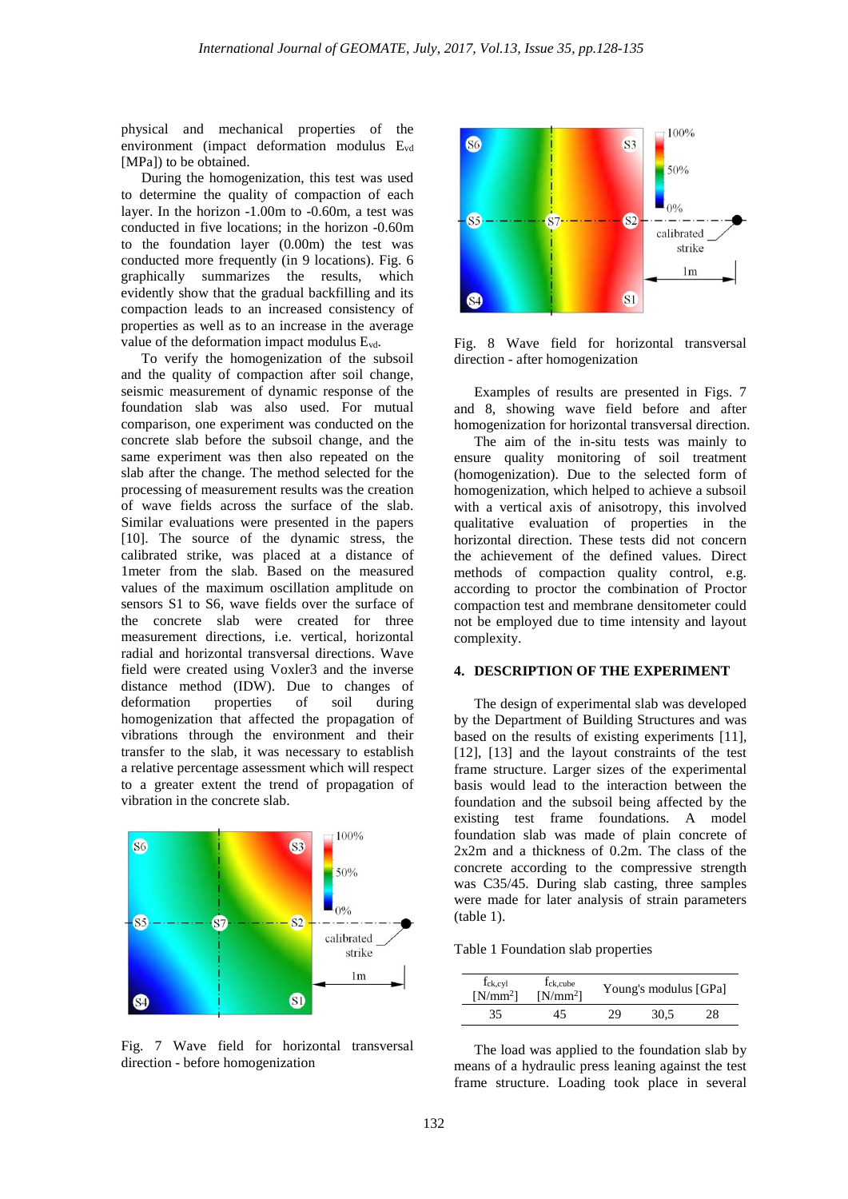physical and mechanical properties of the environment (impact deformation modulus $E_{vd}$ [MPa]) to be obtained.

During the homogenization, this test was used to determine the quality of compaction of each layer. In the horizon -1.00m to -0.60m, a test was conducted in five locations; in the horizon -0.60m to the foundation layer (0.00m) the test was conducted more frequently (in 9 locations). Fig. 6 graphically summarizes the results, which evidently show that the gradual backfilling and its compaction leads to an increased consistency of properties as well as to an increase in the average value of the deformation impact modulus $E_{vd}$.

To verify the homogenization of the subsoil and the quality of compaction after soil change, seismic measurement of dynamic response of the foundation slab was also used. For mutual comparison, one experiment was conducted on the concrete slab before the subsoil change, and the same experiment was then also repeated on the slab after the change. The method selected for the processing of measurement results was the creation of wave fields across the surface of the slab. Similar evaluations were presented in the papers [10]. The source of the dynamic stress, the calibrated strike, was placed at a distance of 1meter from the slab. Based on the measured values of the maximum oscillation amplitude on sensors S1 to S6, wave fields over the surface of the concrete slab were created for three measurement directions, i.e. vertical, horizontal radial and horizontal transversal directions. Wave field were created using Voxler3 and the inverse distance method (IDW). Due to changes of deformation properties of soil during homogenization that affected the propagation of vibrations through the environment and their transfer to the slab, it was necessary to establish a relative percentage assessment which will respect to a greater extent the trend of propagation of vibration in the concrete slab.

Fig. 7 Wave field for horizontal transversal direction - before homogenization

Fig. 8 Wave field for horizontal transversal direction - after homogenization

Examples of results are presented in Figs. 7 and 8, showing wave field before and after homogenization for horizontal transversal direction.

The aim of the in-situ tests was mainly to ensure quality monitoring of soil treatment (homogenization). Due to the selected form of homogenization, which helped to achieve a subsoil with a vertical axis of anisotropy, this involved qualitative evaluation of properties in the horizontal direction. These tests did not concern the achievement of the defined values. Direct methods of compaction quality control, e.g. according to proctor the combination of Proctor compaction test and membrane densitometer could not be employed due to time intensity and layout complexity.

## 4. DESCRIPTION OF THE EXPERIMENT

The design of experimental slab was developed by the Department of Building Structures and was based on the results of existing experiments [11], [12], [13] and the layout constraints of the test frame structure. Larger sizes of the experimental basis would lead to the interaction between the foundation and the subsoil being affected by the existing test frame foundations. A model foundation slab was made of plain concrete of 2x2m and a thickness of 0.2m. The class of the concrete according to the compressive strength was C35/45. During slab casting, three samples were made for later analysis of strain parameters (table 1).

Table 1 Foundation slab properties

| $f_{ck,cyl}$ [N/mm$^2$] | $f_{ck,cube}$ [N/mm$^2$] | Young's modulus [GPa] | | |
|---|---|---|---|---|
| 35 | 45 | 29 | 30,5 | 28 |

The load was applied to the foundation slab by means of a hydraulic press leaning against the test frame structure. Loading took place in several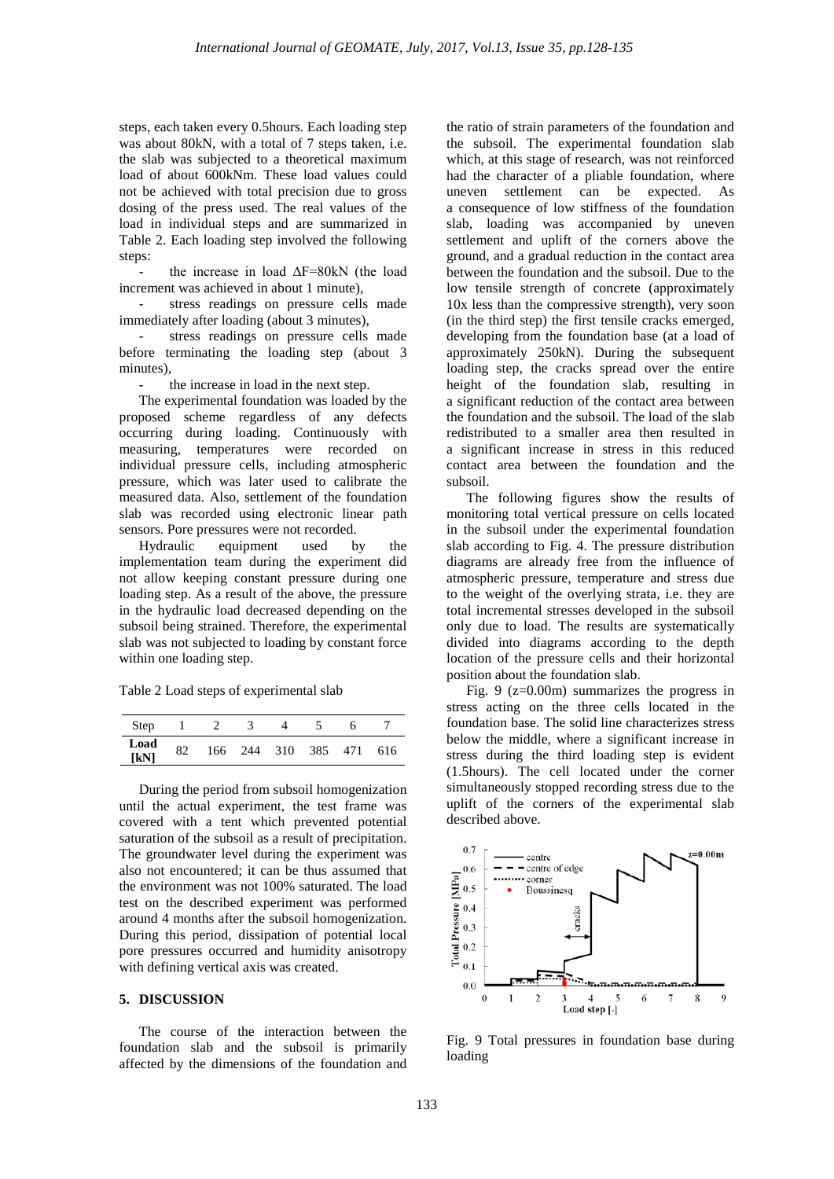steps, each taken every 0.5hours. Each loading step was about 80kN, with a total of 7 steps taken, i.e. the slab was subjected to a theoretical maximum load of about 600kNm. These load values could not be achieved with total precision due to gross dosing of the press used. The real values of the load in individual steps and are summarized in Table 2. Each loading step involved the following steps:

- the increase in load $\Delta F$=80kN (the load increment was achieved in about 1 minute),
- stress readings on pressure cells made immediately after loading (about 3 minutes),
- stress readings on pressure cells made before terminating the loading step (about 3 minutes),
- the increase in load in the next step.

The experimental foundation was loaded by the proposed scheme regardless of any defects occurring during loading. Continuously with measuring, temperatures were recorded on individual pressure cells, including atmospheric pressure, which was later used to calibrate the measured data. Also, settlement of the foundation slab was recorded using electronic linear path sensors. Pore pressures were not recorded.

Hydraulic equipment used by the implementation team during the experiment did not allow keeping constant pressure during one loading step. As a result of the above, the pressure in the hydraulic load decreased depending on the subsoil being strained. Therefore, the experimental slab was not subjected to loading by constant force within one loading step.

Table 2 Load steps of experimental slab

| Step | 1 | 2 | 3 | 4 | 5 | 6 | 7 |
|---|---|---|---|---|---|---|---|
| **Load [kN]** | 82 | 166 | 244 | 310 | 385 | 471 | 616 |

During the period from subsoil homogenization until the actual experiment, the test frame was covered with a tent which prevented potential saturation of the subsoil as a result of precipitation. The groundwater level during the experiment was also not encountered; it can be thus assumed that the environment was not 100% saturated. The load test on the described experiment was performed around 4 months after the subsoil homogenization. During this period, dissipation of potential local pore pressures occurred and humidity anisotropy with defining vertical axis was created.

## 5. DISCUSSION

The course of the interaction between the foundation slab and the subsoil is primarily affected by the dimensions of the foundation and the ratio of strain parameters of the foundation and the subsoil. The experimental foundation slab which, at this stage of research, was not reinforced had the character of a pliable foundation, where uneven settlement can be expected. As a consequence of low stiffness of the foundation slab, loading was accompanied by uneven settlement and uplift of the corners above the ground, and a gradual reduction in the contact area between the foundation and the subsoil. Due to the low tensile strength of concrete (approximately 10x less than the compressive strength), very soon (in the third step) the first tensile cracks emerged, developing from the foundation base (at a load of approximately 250kN). During the subsequent loading step, the cracks spread over the entire height of the foundation slab, resulting in a significant reduction of the contact area between the foundation and the subsoil. The load of the slab redistributed to a smaller area then resulted in a significant increase in stress in this reduced contact area between the foundation and the subsoil.

The following figures show the results of monitoring total vertical pressure on cells located in the subsoil under the experimental foundation slab according to Fig. 4. The pressure distribution diagrams are already free from the influence of atmospheric pressure, temperature and stress due to the weight of the overlying strata, i.e. they are total incremental stresses developed in the subsoil only due to load. The results are systematically divided into diagrams according to the depth location of the pressure cells and their horizontal position about the foundation slab.

Fig. 9 (z=0.00m) summarizes the progress in stress acting on the three cells located in the foundation base. The solid line characterizes stress below the middle, where a significant increase in stress during the third loading step is evident (1.5hours). The cell located under the corner simultaneously stopped recording stress due to the uplift of the corners of the experimental slab described above.

Fig. 9 Total pressures in foundation base during loading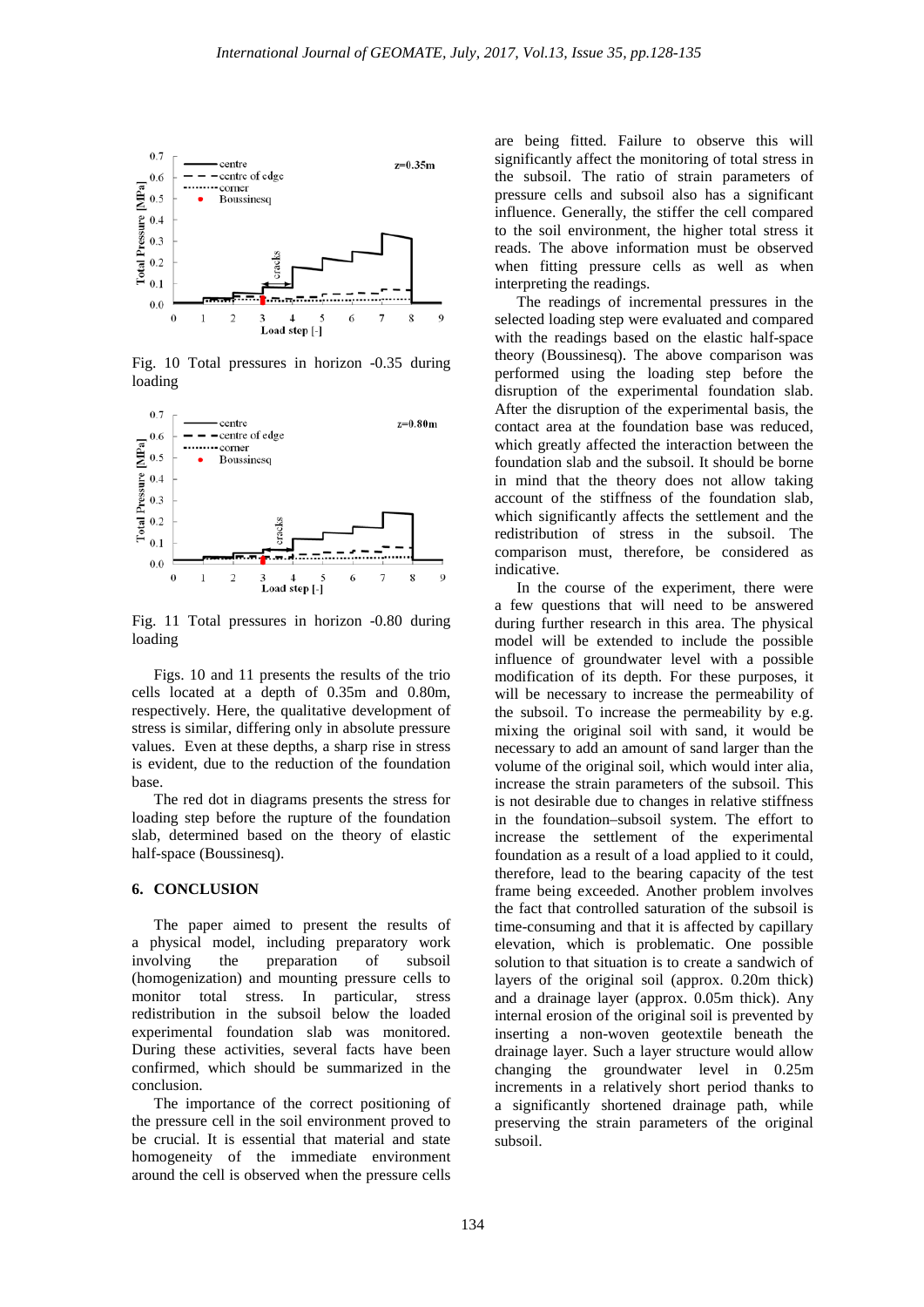Fig. 10 Total pressures in horizon -0.35 during loading

Fig. 11 Total pressures in horizon -0.80 during loading

Figs. 10 and 11 presents the results of the trio cells located at a depth of 0.35m and 0.80m, respectively. Here, the qualitative development of stress is similar, differing only in absolute pressure values. Even at these depths, a sharp rise in stress is evident, due to the reduction of the foundation base.

The red dot in diagrams presents the stress for loading step before the rupture of the foundation slab, determined based on the theory of elastic half-space (Boussinesq).

## 6. CONCLUSION

The paper aimed to present the results of a physical model, including preparatory work involving the preparation of subsoil (homogenization) and mounting pressure cells to monitor total stress. In particular, stress redistribution in the subsoil below the loaded experimental foundation slab was monitored. During these activities, several facts have been confirmed, which should be summarized in the conclusion.

The importance of the correct positioning of the pressure cell in the soil environment proved to be crucial. It is essential that material and state homogeneity of the immediate environment around the cell is observed when the pressure cells are being fitted. Failure to observe this will significantly affect the monitoring of total stress in the subsoil. The ratio of strain parameters of pressure cells and subsoil also has a significant influence. Generally, the stiffer the cell compared to the soil environment, the higher total stress it reads. The above information must be observed when fitting pressure cells as well as when interpreting the readings.

The readings of incremental pressures in the selected loading step were evaluated and compared with the readings based on the elastic half-space theory (Boussinesq). The above comparison was performed using the loading step before the disruption of the experimental foundation slab. After the disruption of the experimental basis, the contact area at the foundation base was reduced, which greatly affected the interaction between the foundation slab and the subsoil. It should be borne in mind that the theory does not allow taking account of the stiffness of the foundation slab, which significantly affects the settlement and the redistribution of stress in the subsoil. The comparison must, therefore, be considered as indicative.

In the course of the experiment, there were a few questions that will need to be answered during further research in this area. The physical model will be extended to include the possible influence of groundwater level with a possible modification of its depth. For these purposes, it will be necessary to increase the permeability of the subsoil. To increase the permeability by e.g. mixing the original soil with sand, it would be necessary to add an amount of sand larger than the volume of the original soil, which would inter alia, increase the strain parameters of the subsoil. This is not desirable due to changes in relative stiffness in the foundation–subsoil system. The effort to increase the settlement of the experimental foundation as a result of a load applied to it could, therefore, lead to the bearing capacity of the test frame being exceeded. Another problem involves the fact that controlled saturation of the subsoil is time-consuming and that it is affected by capillary elevation, which is problematic. One possible solution to that situation is to create a sandwich of layers of the original soil (approx. 0.20m thick) and a drainage layer (approx. 0.05m thick). Any internal erosion of the original soil is prevented by inserting a non-woven geotextile beneath the drainage layer. Such a layer structure would allow changing the groundwater level in 0.25m increments in a relatively short period thanks to a significantly shortened drainage path, while preserving the strain parameters of the original subsoil.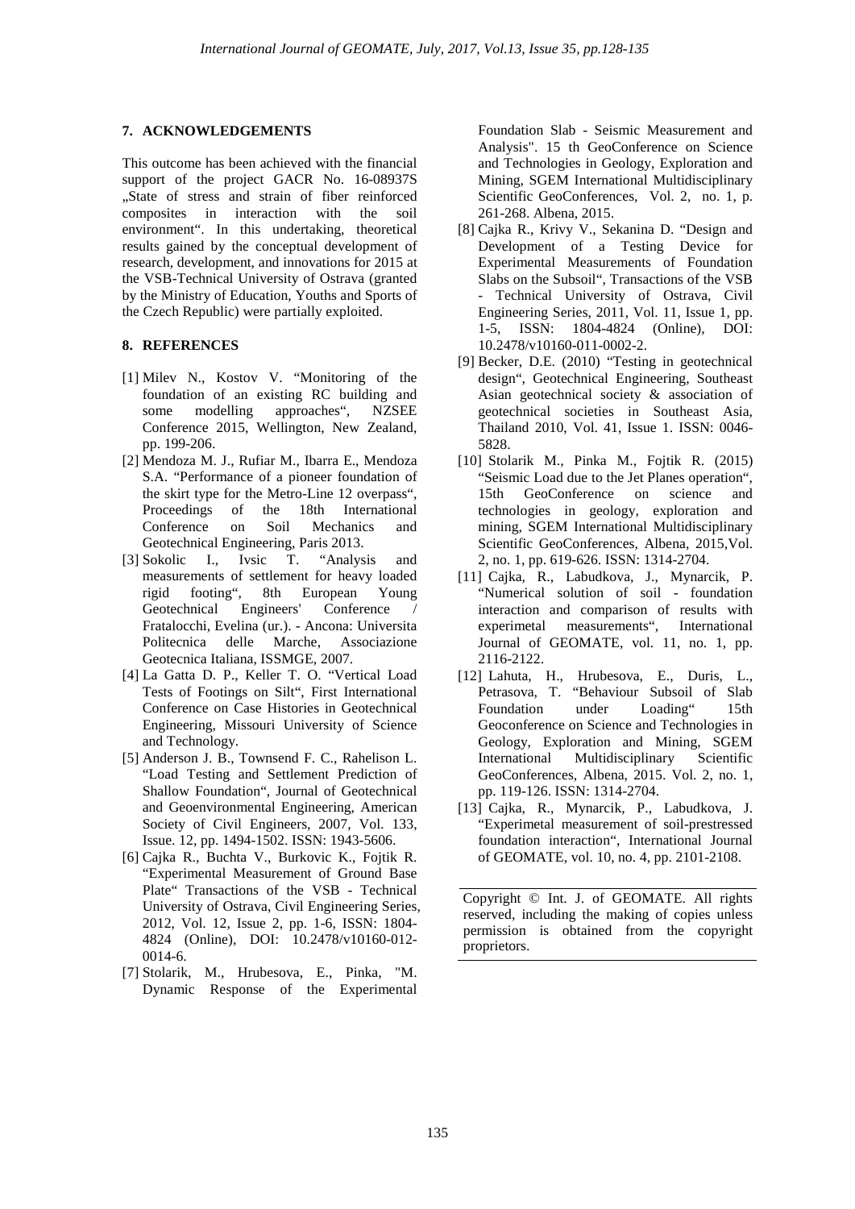## 7. ACKNOWLEDGEMENTS

This outcome has been achieved with the financial support of the project GACR No. 16-08937S „State of stress and strain of fiber reinforced composites in interaction with the soil environment". In this undertaking, theoretical results gained by the conceptual development of research, development, and innovations for 2015 at the VSB-Technical University of Ostrava (granted by the Ministry of Education, Youths and Sports of the Czech Republic) were partially exploited.

## 8. REFERENCES

[1] Milev N., Kostov V. "Monitoring of the foundation of an existing RC building and some modelling approaches", NZSEE Conference 2015, Wellington, New Zealand, pp. 199-206.

[2] Mendoza M. J., Rufiar M., Ibarra E., Mendoza S.A. "Performance of a pioneer foundation of the skirt type for the Metro-Line 12 overpass", Proceedings of the 18th International Conference on Soil Mechanics and Geotechnical Engineering, Paris 2013.

[3] Sokolic I., Ivsic T. "Analysis and measurements of settlement for heavy loaded rigid footing", 8th European Young Geotechnical Engineers' Conference / Fratalocchi, Evelina (ur.). - Ancona: Universita Politecnica delle Marche, Associazione Geotecnica Italiana, ISSMGE, 2007.

[4] La Gatta D. P., Keller T. O. "Vertical Load Tests of Footings on Silt", First International Conference on Case Histories in Geotechnical Engineering, Missouri University of Science and Technology.

[5] Anderson J. B., Townsend F. C., Rahelison L. "Load Testing and Settlement Prediction of Shallow Foundation", Journal of Geotechnical and Geoenvironmental Engineering, American Society of Civil Engineers, 2007, Vol. 133, Issue. 12, pp. 1494-1502. ISSN: 1943-5606.

[6] Cajka R., Buchta V., Burkovic K., Fojtik R. "Experimental Measurement of Ground Base Plate" Transactions of the VSB - Technical University of Ostrava, Civil Engineering Series, 2012, Vol. 12, Issue 2, pp. 1-6, ISSN: 1804-4824 (Online), DOI: 10.2478/v10160-012-0014-6.

[7] Stolarik, M., Hrubesova, E., Pinka, "M. Dynamic Response of the Experimental Foundation Slab - Seismic Measurement and Analysis". 15 th GeoConference on Science and Technologies in Geology, Exploration and Mining, SGEM International Multidisciplinary Scientific GeoConferences, Vol. 2, no. 1, p. 261-268. Albena, 2015.

[8] Cajka R., Krivy V., Sekanina D. "Design and Development of a Testing Device for Experimental Measurements of Foundation Slabs on the Subsoil", Transactions of the VSB - Technical University of Ostrava, Civil Engineering Series, 2011, Vol. 11, Issue 1, pp. 1-5, ISSN: 1804-4824 (Online), DOI: 10.2478/v10160-011-0002-2.

[9] Becker, D.E. (2010) "Testing in geotechnical design", Geotechnical Engineering, Southeast Asian geotechnical society & association of geotechnical societies in Southeast Asia, Thailand 2010, Vol. 41, Issue 1. ISSN: 0046-5828.

[10] Stolarik M., Pinka M., Fojtik R. (2015) "Seismic Load due to the Jet Planes operation", 15th GeoConference on science and technologies in geology, exploration and mining, SGEM International Multidisciplinary Scientific GeoConferences, Albena, 2015,Vol. 2, no. 1, pp. 619-626. ISSN: 1314-2704.

[11] Cajka, R., Labudkova, J., Mynarcik, P. "Numerical solution of soil - foundation interaction and comparison of results with experimetal measurements", International Journal of GEOMATE, vol. 11, no. 1, pp. 2116-2122.

[12] Lahuta, H., Hrubesova, E., Duris, L., Petrasova, T. "Behaviour Subsoil of Slab Foundation under Loading" 15th Geoconference on Science and Technologies in Geology, Exploration and Mining, SGEM International Multidisciplinary Scientific GeoConferences, Albena, 2015. Vol. 2, no. 1, pp. 119-126. ISSN: 1314-2704.

[13] Cajka, R., Mynarcik, P., Labudkova, J. "Experimetal measurement of soil-prestressed foundation interaction", International Journal of GEOMATE, vol. 10, no. 4, pp. 2101-2108.

---

Copyright © Int. J. of GEOMATE. All rights reserved, including the making of copies unless permission is obtained from the copyright proprietors.